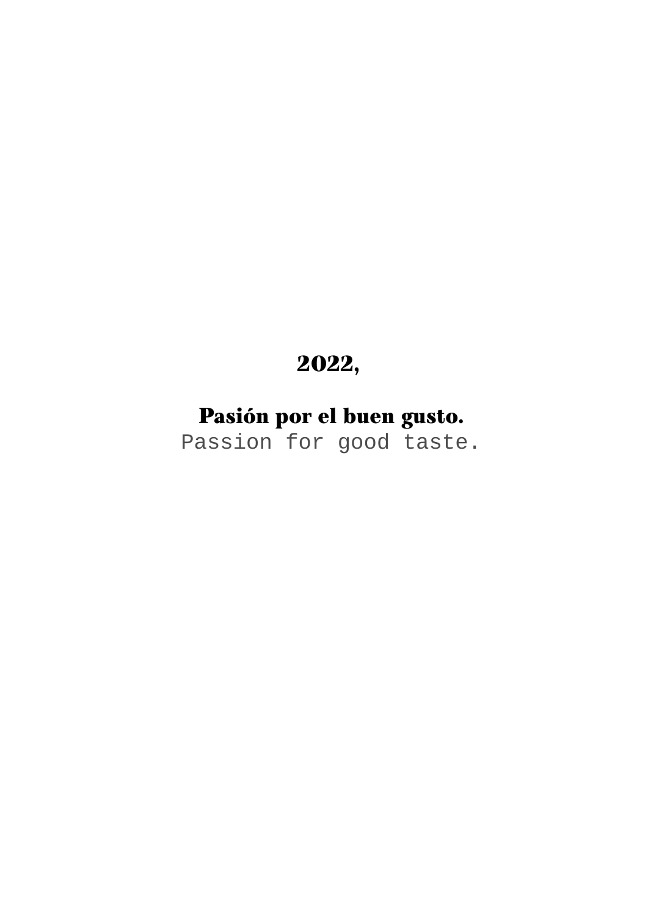# 2022,

## Pasión por el buen gusto.

Passion for good taste.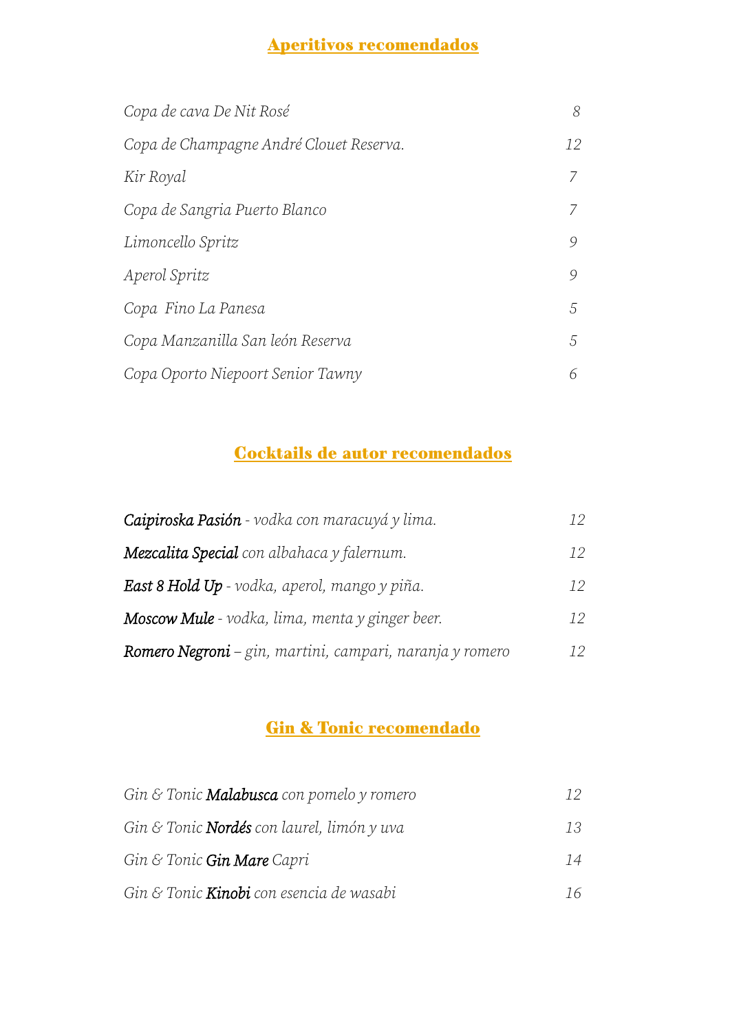## Aperitivos recomendados

| | |
|---|---|
| *Copa de cava De Nit Rosé* | *8* |
| *Copa de Champagne André Clouet Reserva.* | *12* |
| *Kir Royal* | *7* |
| *Copa de Sangria Puerto Blanco* | *7* |
| *Limoncello Spritz* | *9* |
| *Aperol Spritz* | *9* |
| *Copa  Fino La Panesa* | *5* |
| *Copa Manzanilla San león Reserva* | *5* |
| *Copa Oporto Niepoort Senior Tawny* | *6* |

## Cocktails de autor recomendados

| | |
|---|---|
| ***Caipiroska Pasión*** *- vodka con maracuyá y lima.* | *12* |
| ***Mezcalita Special*** *con albahaca y falernum.* | *12* |
| ***East 8 Hold Up*** *- vodka, aperol, mango y piña.* | *12* |
| ***Moscow Mule*** *- vodka, lima, menta y ginger beer.* | *12* |
| ***Romero Negroni*** *– gin, martini, campari, naranja y romero* | *12* |

## Gin & Tonic recomendado

| | |
|---|---|
| *Gin & Tonic* ***Malabusca*** *con pomelo y romero* | *12* |
| *Gin & Tonic* ***Nordés*** *con laurel, limón y uva* | *13* |
| *Gin & Tonic* ***Gin Mare*** *Capri* | *14* |
| *Gin & Tonic* ***Kinobi*** *con esencia de wasabi* | *16* |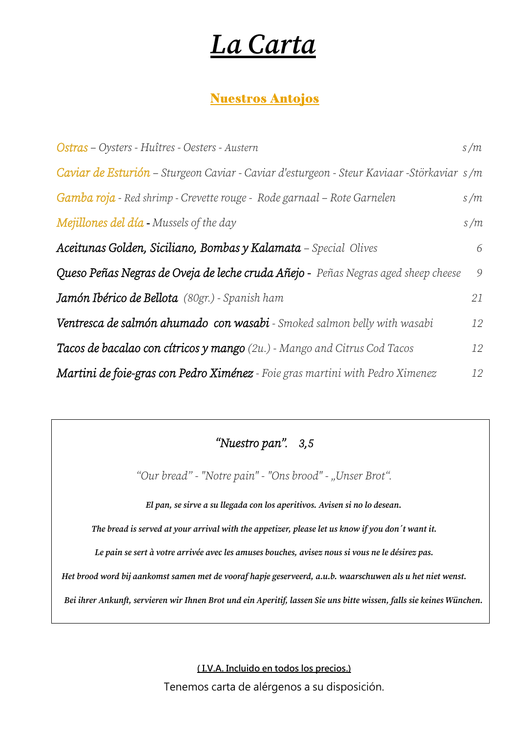# *La Carta*

## Nuestros Antojos

| | |
|---|---|
| *Ostras – Oysters - Huîtres - Oesters - Austern* | *s/m* |
| *Caviar de Esturión – Sturgeon Caviar - Caviar d'esturgeon - Steur Kaviaar -Störkaviar* | *s/m* |
| *Gamba roja - Red shrimp - Crevette rouge - Rode garnaal – Rote Garnelen* | *s/m* |
| *Mejillones del día - Mussels of the day* | *s/m* |
| ***Aceitunas Golden, Siciliano, Bombas y Kalamata** – Special Olives* | *6* |
| ***Queso Peñas Negras de Oveja de leche cruda Añejo** - Peñas Negras aged sheep cheese* | *9* |
| ***Jamón Ibérico de Bellota** (80gr.) - Spanish ham* | *21* |
| ***Ventresca de salmón ahumado con wasabi** - Smoked salmon belly with wasabi* | *12* |
| ***Tacos de bacalao con cítricos y mango** (2u.) - Mango and Citrus Cod Tacos* | *12* |
| ***Martini de foie-gras con Pedro Ximénez** - Foie gras martini with Pedro Ximenez* | *12* |

*"Nuestro pan". 3,5*

*"Our bread" - "Notre pain" - "Ons brood" - „Unser Brot".*

***El pan, se sirve a su llegada con los aperitivos. Avisen si no lo desean.***

***The bread is served at your arrival with the appetizer, please let us know if you don´t want it.***

***Le pain se sert à votre arrivée avec les amuses bouches, avisez nous si vous ne le désirez pas.***

***Het brood word bij aankomst samen met de vooraf hapje geserveerd, a.u.b. waarschuwen als u het niet wenst.***

***Bei ihrer Ankunft, servieren wir Ihnen Brot und ein Aperitif, lassen Sie uns bitte wissen, falls sie keines Wünchen.***

**( I.V.A. Incluido en todos los precios.)**

Tenemos carta de alérgenos a su disposición.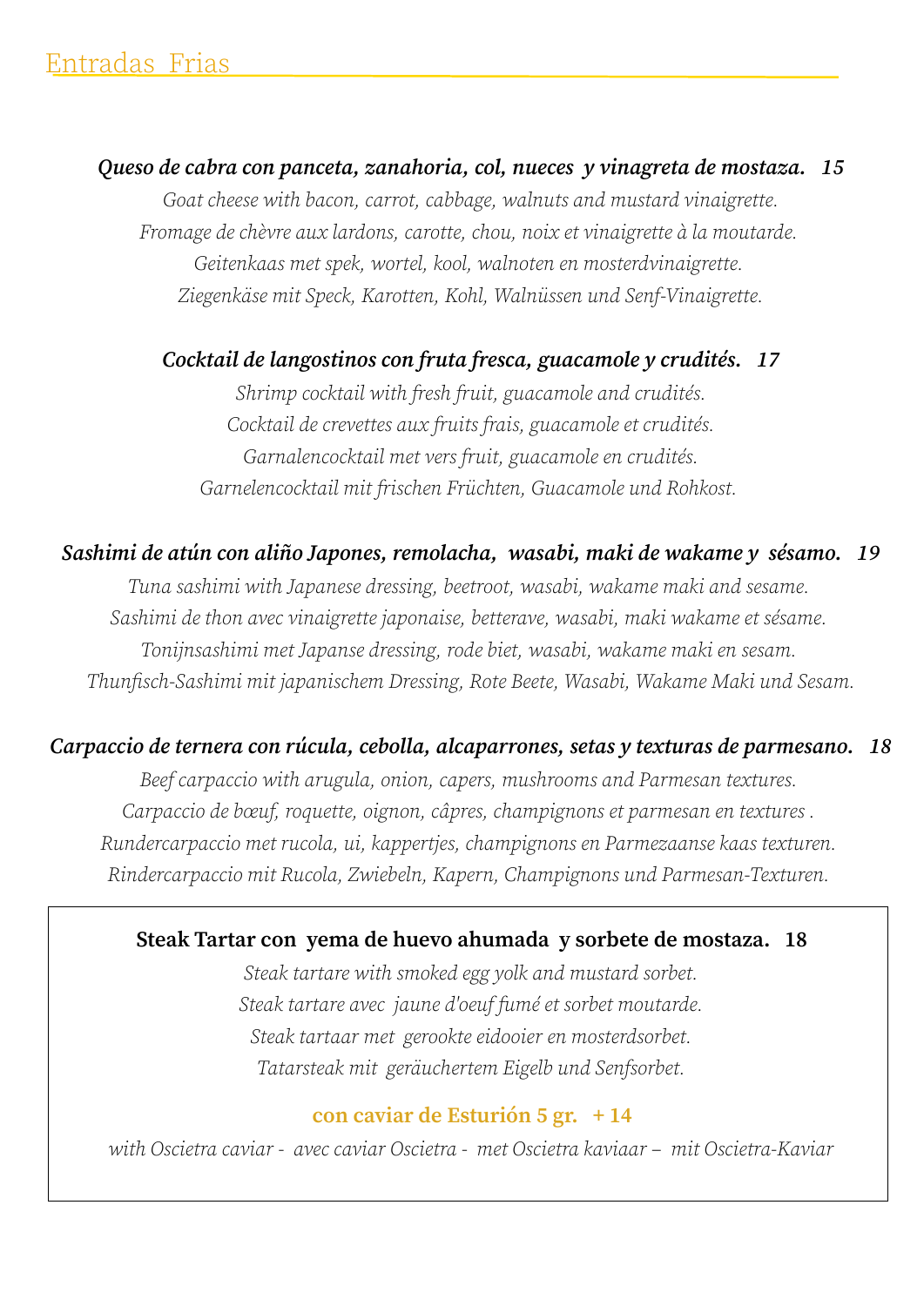## Entradas Frias

***Queso de cabra con panceta, zanahoria, col, nueces y vinagreta de mostaza. 15***

*Goat cheese with bacon, carrot, cabbage, walnuts and mustard vinaigrette.*
*Fromage de chèvre aux lardons, carotte, chou, noix et vinaigrette à la moutarde.*
*Geitenkaas met spek, wortel, kool, walnoten en mosterdvinaigrette.*
*Ziegenkäse mit Speck, Karotten, Kohl, Walnüssen und Senf-Vinaigrette.*

***Cocktail de langostinos con fruta fresca, guacamole y crudités. 17***

*Shrimp cocktail with fresh fruit, guacamole and crudités.*
*Cocktail de crevettes aux fruits frais, guacamole et crudités.*
*Garnalencocktail met vers fruit, guacamole en crudités.*
*Garnelencocktail mit frischen Früchten, Guacamole und Rohkost.*

***Sashimi de atún con aliño Japones, remolacha, wasabi, maki de wakame y sésamo. 19***

*Tuna sashimi with Japanese dressing, beetroot, wasabi, wakame maki and sesame.*
*Sashimi de thon avec vinaigrette japonaise, betterave, wasabi, maki wakame et sésame.*
*Tonijnsashimi met Japanse dressing, rode biet, wasabi, wakame maki en sesam.*
*Thunfisch-Sashimi mit japanischem Dressing, Rote Beete, Wasabi, Wakame Maki und Sesam.*

***Carpaccio de ternera con rúcula, cebolla, alcaparrones, setas y texturas de parmesano. 18***

*Beef carpaccio with arugula, onion, capers, mushrooms and Parmesan textures.*
*Carpaccio de bœuf, roquette, oignon, câpres, champignons et parmesan en textures .*
*Rundercarpaccio met rucola, ui, kappertjes, champignons en Parmezaanse kaas texturen.*
*Rindercarpaccio mit Rucola, Zwiebeln, Kapern, Champignons und Parmesan-Texturen.*

**Steak Tartar con yema de huevo ahumada y sorbete de mostaza. 18**

*Steak tartare with smoked egg yolk and mustard sorbet.*
*Steak tartare avec jaune d'oeuf fumé et sorbet moutarde.*
*Steak tartaar met gerookte eidooier en mosterdsorbet.*
*Tatarsteak mit geräuchertem Eigelb und Senfsorbet.*

**con caviar de Esturión 5 gr. + 14**

*with Oscietra caviar - avec caviar Oscietra - met Oscietra kaviaar – mit Oscietra-Kaviar*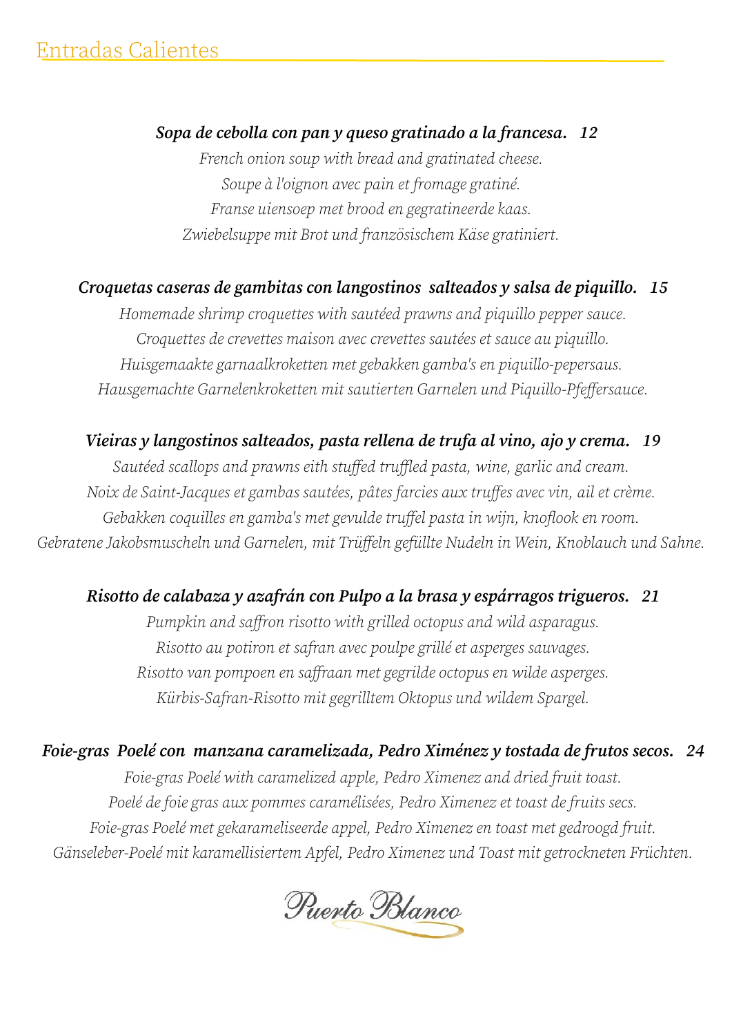# Entradas Calientes

***Sopa de cebolla con pan y queso gratinado a la francesa.   12***

*French onion soup with bread and gratinated cheese.*
*Soupe à l'oignon avec pain et fromage gratiné.*
*Franse uiensoep met brood en gegratineerde kaas.*
*Zwiebelsuppe mit Brot und französischem Käse gratiniert.*

***Croquetas caseras de gambitas con langostinos  salteados y salsa de piquillo.   15***

*Homemade shrimp croquettes with sautéed prawns and piquillo pepper sauce.*
*Croquettes de crevettes maison avec crevettes sautées et sauce au piquillo.*
*Huisgemaakte garnaalkroketten met gebakken gamba's en piquillo-pepersaus.*
*Hausgemachte Garnelenkroketten mit sautierten Garnelen und Piquillo-Pfeffersauce.*

***Vieiras y langostinos salteados, pasta rellena de trufa al vino, ajo y crema.   19***

*Sautéed scallops and prawns eith stuffed truffled pasta, wine, garlic and cream.*
*Noix de Saint-Jacques et gambas sautées, pâtes farcies aux truffes avec vin, ail et crème.*
*Gebakken coquilles en gamba's met gevulde truffel pasta in wijn, knoflook en room.*
*Gebratene Jakobsmuscheln und Garnelen, mit Trüffeln gefüllte Nudeln in Wein, Knoblauch und Sahne.*

***Risotto de calabaza y azafrán con Pulpo a la brasa y espárragos trigueros.   21***

*Pumpkin and saffron risotto with grilled octopus and wild asparagus.*
*Risotto au potiron et safran avec poulpe grillé et asperges sauvages.*
*Risotto van pompoen en saffraan met gegrilde octopus en wilde asperges.*
*Kürbis-Safran-Risotto mit gegrilltem Oktopus und wildem Spargel.*

***Foie-gras  Poelé con  manzana caramelizada, Pedro Ximénez y tostada de frutos secos.   24***

*Foie-gras Poelé with caramelized apple, Pedro Ximenez and dried fruit toast.*
*Poelé de foie gras aux pommes caramélisées, Pedro Ximenez et toast de fruits secs.*
*Foie-gras Poelé met gekarameliseerde appel, Pedro Ximenez en toast met gedroogd fruit.*
*Gänseleber-Poelé mit karamellisiertem Apfel, Pedro Ximenez und Toast mit getrockneten Früchten.*

Puerto Blanco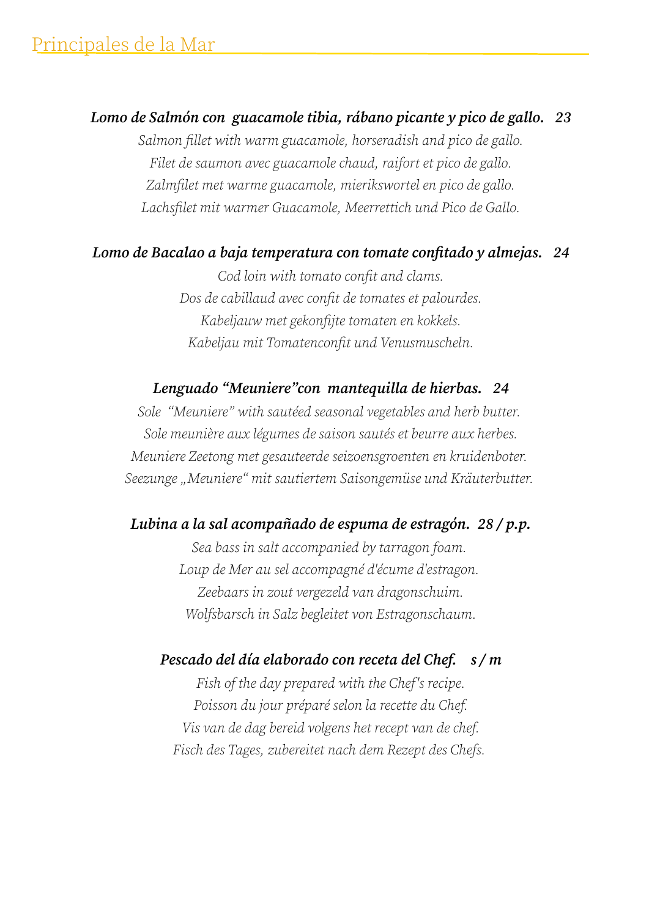# Principales de la Mar

***Lomo de Salmón con guacamole tibia, rábano picante y pico de gallo. 23***

*Salmon fillet with warm guacamole, horseradish and pico de gallo.*
*Filet de saumon avec guacamole chaud, raifort et pico de gallo.*
*Zalmfilet met warme guacamole, mierikswortel en pico de gallo.*
*Lachsfilet mit warmer Guacamole, Meerrettich und Pico de Gallo.*

***Lomo de Bacalao a baja temperatura con tomate confitado y almejas. 24***

*Cod loin with tomato confit and clams.*
*Dos de cabillaud avec confit de tomates et palourdes.*
*Kabeljauw met gekonfijte tomaten en kokkels.*
*Kabeljau mit Tomatenconfit und Venusmuscheln.*

***Lenguado "Meuniere"con mantequilla de hierbas. 24***

*Sole "Meuniere" with sautéed seasonal vegetables and herb butter.*
*Sole meunière aux légumes de saison sautés et beurre aux herbes.*
*Meuniere Zeetong met gesauteerde seizoensgroenten en kruidenboter.*
*Seezunge „Meuniere“ mit sautiertem Saisongemüse und Kräuterbutter.*

***Lubina a la sal acompañado de espuma de estragón. 28 / p.p.***

*Sea bass in salt accompanied by tarragon foam.*
*Loup de Mer au sel accompagné d'écume d'estragon.*
*Zeebaars in zout vergezeld van dragonschuim.*
*Wolfsbarsch in Salz begleitet von Estragonschaum.*

***Pescado del día elaborado con receta del Chef. s / m***

*Fish of the day prepared with the Chef's recipe.*
*Poisson du jour préparé selon la recette du Chef.*
*Vis van de dag bereid volgens het recept van de chef.*
*Fisch des Tages, zubereitet nach dem Rezept des Chefs.*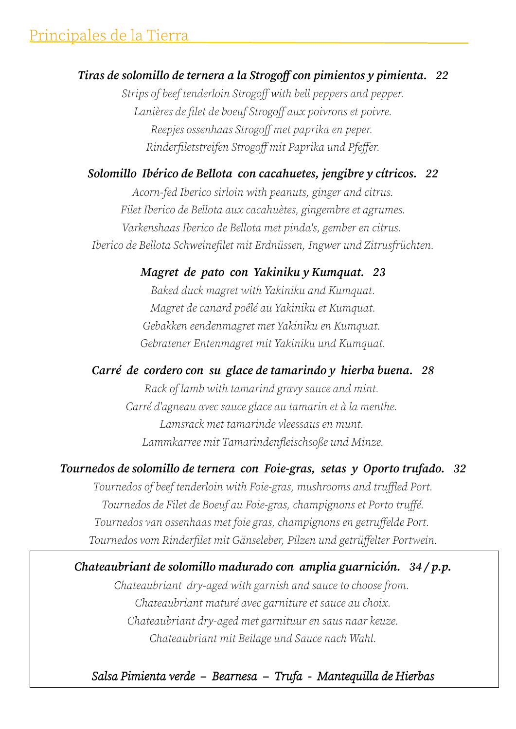## Principales de la Tierra

***Tiras de solomillo de ternera a la Strogoff con pimientos y pimienta.   22***

*Strips of beef tenderloin Strogoff with bell peppers and pepper.*
*Lanières de filet de boeuf Strogoff aux poivrons et poivre.*
*Reepjes ossenhaas Strogoff met paprika en peper.*
*Rinderfiletstreifen Strogoff mit Paprika und Pfeffer.*

***Solomillo Ibérico de Bellota con cacahuetes, jengibre y cítricos.   22***

*Acorn-fed Iberico sirloin with peanuts, ginger and citrus.*
*Filet Iberico de Bellota aux cacahuètes, gingembre et agrumes.*
*Varkenshaas Iberico de Bellota met pinda's, gember en citrus.*
*Iberico de Bellota Schweinefilet mit Erdnüssen, Ingwer und Zitrusfrüchten.*

***Magret de pato con Yakiniku y Kumquat.   23***

*Baked duck magret with Yakiniku and Kumquat.*
*Magret de canard poêlé au Yakiniku et Kumquat.*
*Gebakken eendenmagret met Yakiniku en Kumquat.*
*Gebratener Entenmagret mit Yakiniku und Kumquat.*

***Carré de cordero con su glace de tamarindo y hierba buena.   28***

*Rack of lamb with tamarind gravy sauce and mint.*
*Carré d'agneau avec sauce glace au tamarin et à la menthe.*
*Lamsrack met tamarinde vleessaus en munt.*
*Lammkarree mit Tamarindenfleischsoße und Minze.*

***Tournedos de solomillo de ternera con Foie-gras, setas y Oporto trufado.   32***

*Tournedos of beef tenderloin with Foie-gras, mushrooms and truffled Port.*
*Tournedos de Filet de Boeuf au Foie-gras, champignons et Porto truffé.*
*Tournedos van ossenhaas met foie gras, champignons en getruffelde Port.*
*Tournedos vom Rinderfilet mit Gänseleber, Pilzen und getrüffelter Portwein.*

***Chateaubriant de solomillo madurado con amplia guarnición.   34 / p.p.***

*Chateaubriant dry-aged with garnish and sauce to choose from.*
*Chateaubriant maturé avec garniture et sauce au choix.*
*Chateaubriant dry-aged met garnituur en saus naar keuze.*
*Chateaubriant mit Beilage und Sauce nach Wahl.*

*Salsa Pimienta verde – Bearnesa – Trufa - Mantequilla de Hierbas*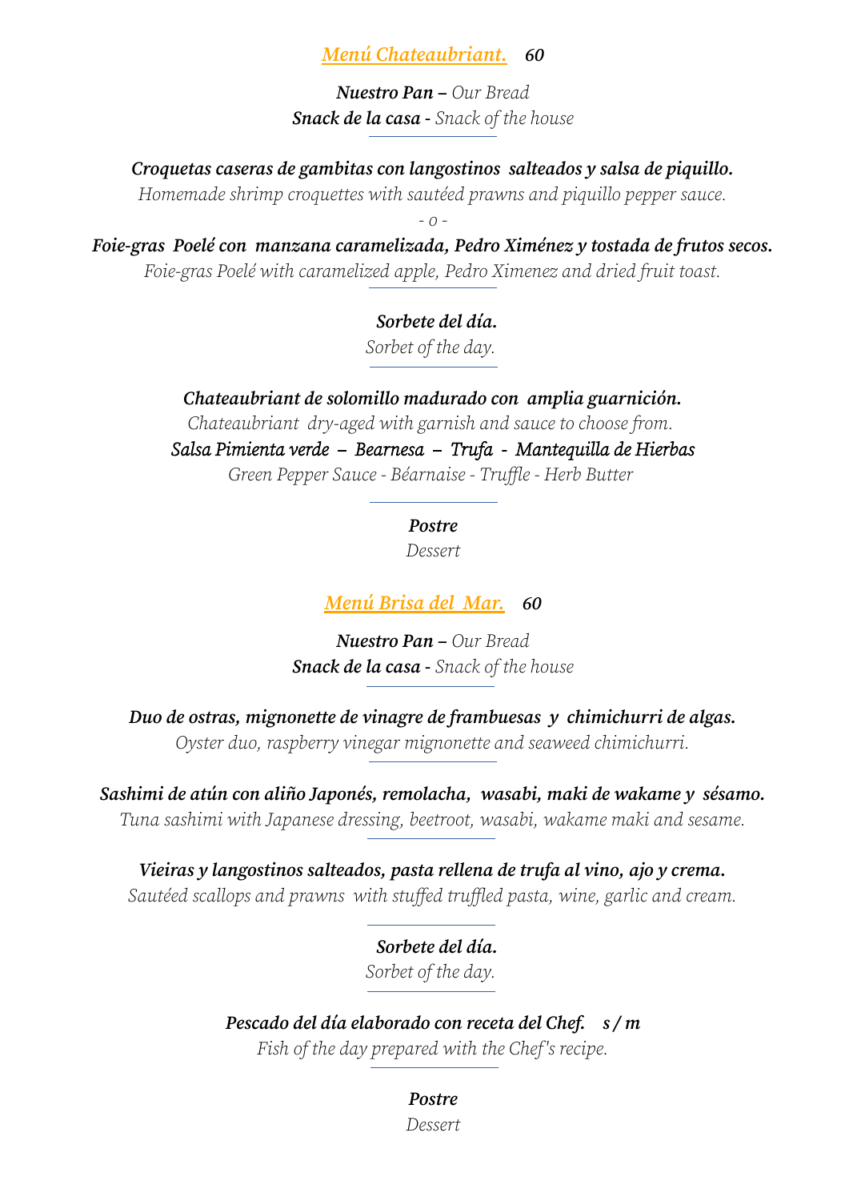## *Menú Chateaubriant.* ***60***

***Nuestro Pan –*** *Our Bread*
***Snack de la casa -*** *Snack of the house*

***Croquetas caseras de gambitas con langostinos salteados y salsa de piquillo.***
*Homemade shrimp croquettes with sautéed prawns and piquillo pepper sauce.*

*- o -*

***Foie-gras Poelé con manzana caramelizada, Pedro Ximénez y tostada de frutos secos.***
*Foie-gras Poelé with caramelized apple, Pedro Ximenez and dried fruit toast.*

***Sorbete del día.***
*Sorbet of the day.*

***Chateaubriant de solomillo madurado con amplia guarnición.***
*Chateaubriant dry-aged with garnish and sauce to choose from.*
***Salsa Pimienta verde – Bearnesa – Trufa - Mantequilla de Hierbas***
*Green Pepper Sauce - Béarnaise - Truffle - Herb Butter*

***Postre***
*Dessert*

## *Menú Brisa del Mar.* ***60***

***Nuestro Pan –*** *Our Bread*
***Snack de la casa -*** *Snack of the house*

***Duo de ostras, mignonette de vinagre de frambuesas y chimichurri de algas.***
*Oyster duo, raspberry vinegar mignonette and seaweed chimichurri.*

***Sashimi de atún con aliño Japonés, remolacha, wasabi, maki de wakame y sésamo.***
*Tuna sashimi with Japanese dressing, beetroot, wasabi, wakame maki and sesame.*

***Vieiras y langostinos salteados, pasta rellena de trufa al vino, ajo y crema.***
*Sautéed scallops and prawns with stuffed truffled pasta, wine, garlic and cream.*

***Sorbete del día.***
*Sorbet of the day.*

***Pescado del día elaborado con receta del Chef. s / m***
*Fish of the day prepared with the Chef's recipe.*

***Postre***
*Dessert*